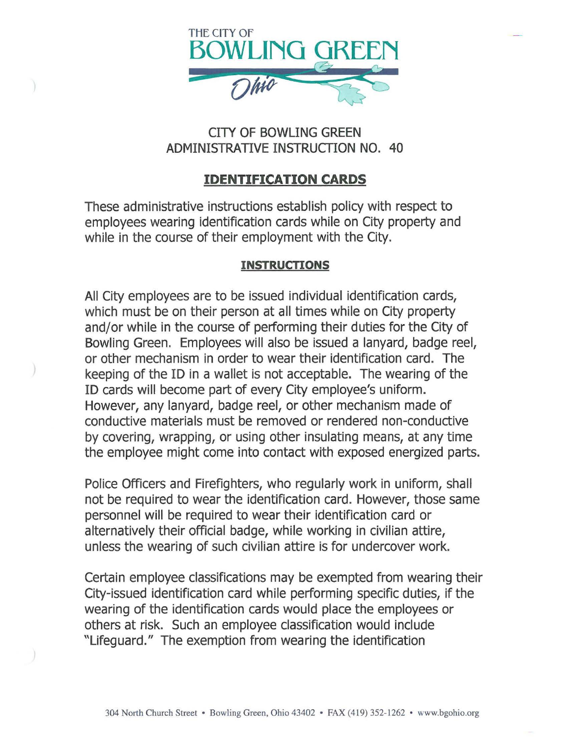THE CITY OF BOWLING GREEN Ohio

# CITY OF BOWLING GREEN
# ADMINISTRATIVE INSTRUCTION NO. 40

## IDENTIFICATION CARDS

These administrative instructions establish policy with respect to employees wearing identification cards while on City property and while in the course of their employment with the City.

### INSTRUCTIONS

All City employees are to be issued individual identification cards, which must be on their person at all times while on City property and/or while in the course of performing their duties for the City of Bowling Green. Employees will also be issued a lanyard, badge reel, or other mechanism in order to wear their identification card. The keeping of the ID in a wallet is not acceptable. The wearing of the ID cards will become part of every City employee's uniform. However, any lanyard, badge reel, or other mechanism made of conductive materials must be removed or rendered non-conductive by covering, wrapping, or using other insulating means, at any time the employee might come into contact with exposed energized parts.

Police Officers and Firefighters, who regularly work in uniform, shall not be required to wear the identification card. However, those same personnel will be required to wear their identification card or alternatively their official badge, while working in civilian attire, unless the wearing of such civilian attire is for undercover work.

Certain employee classifications may be exempted from wearing their City-issued identification card while performing specific duties, if the wearing of the identification cards would place the employees or others at risk. Such an employee classification would include "Lifeguard." The exemption from wearing the identification

304 North Church Street • Bowling Green, Ohio 43402 • FAX (419) 352-1262 • www.bgohio.org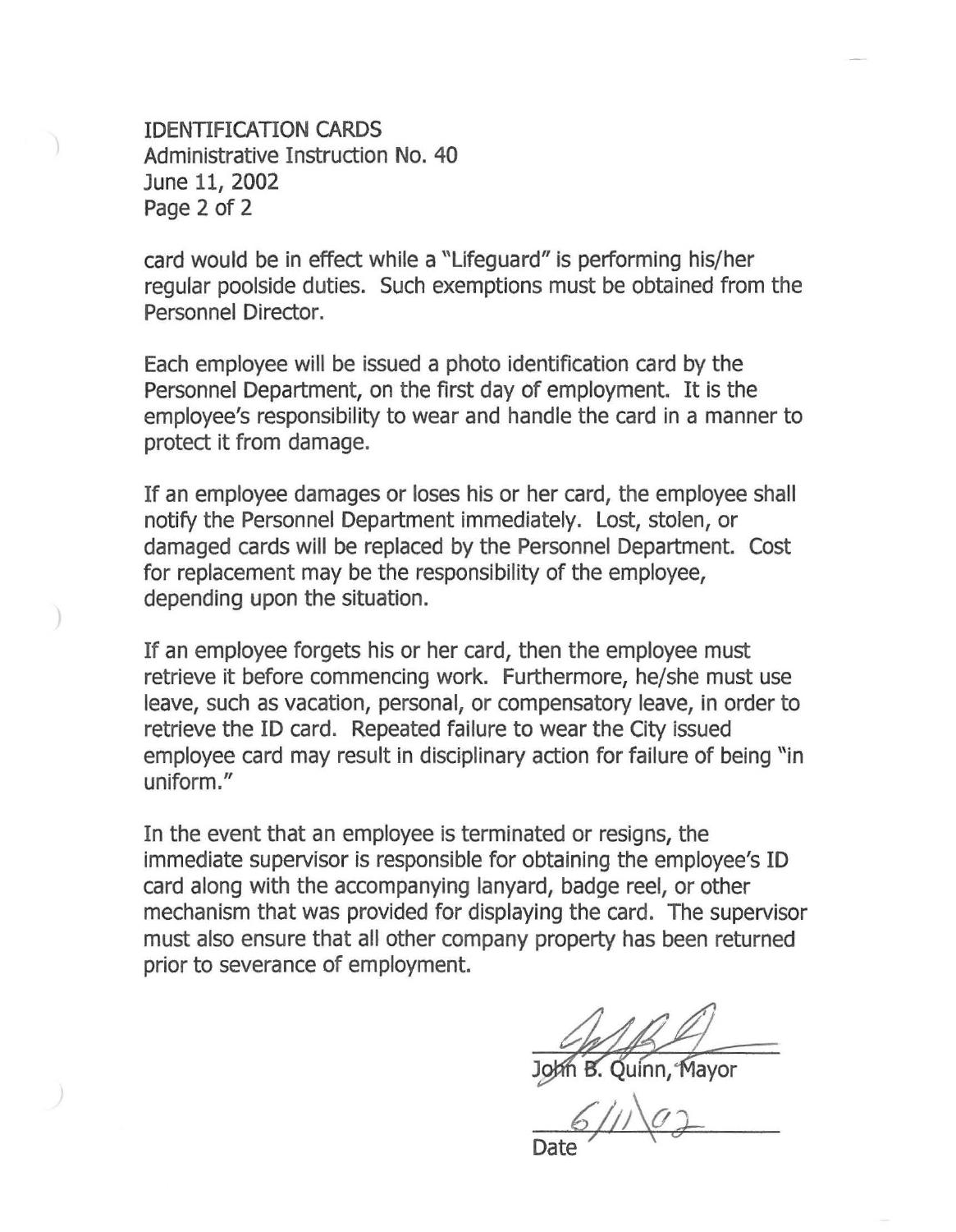IDENTIFICATION CARDS
Administrative Instruction No. 40
June 11, 2002

card would be in effect while a "Lifeguard" is performing his/her regular poolside duties. Such exemptions must be obtained from the Personnel Director.

Each employee will be issued a photo identification card by the Personnel Department, on the first day of employment. It is the employee's responsibility to wear and handle the card in a manner to protect it from damage.

If an employee damages or loses his or her card, the employee shall notify the Personnel Department immediately. Lost, stolen, or damaged cards will be replaced by the Personnel Department. Cost for replacement may be the responsibility of the employee, depending upon the situation.

If an employee forgets his or her card, then the employee must retrieve it before commencing work. Furthermore, he/she must use leave, such as vacation, personal, or compensatory leave, in order to retrieve the ID card. Repeated failure to wear the City issued employee card may result in disciplinary action for failure of being "in uniform."

In the event that an employee is terminated or resigns, the immediate supervisor is responsible for obtaining the employee's ID card along with the accompanying lanyard, badge reel, or other mechanism that was provided for displaying the card. The supervisor must also ensure that all other company property has been returned prior to severance of employment.

John B. Quinn, Mayor

6/11/02
Date